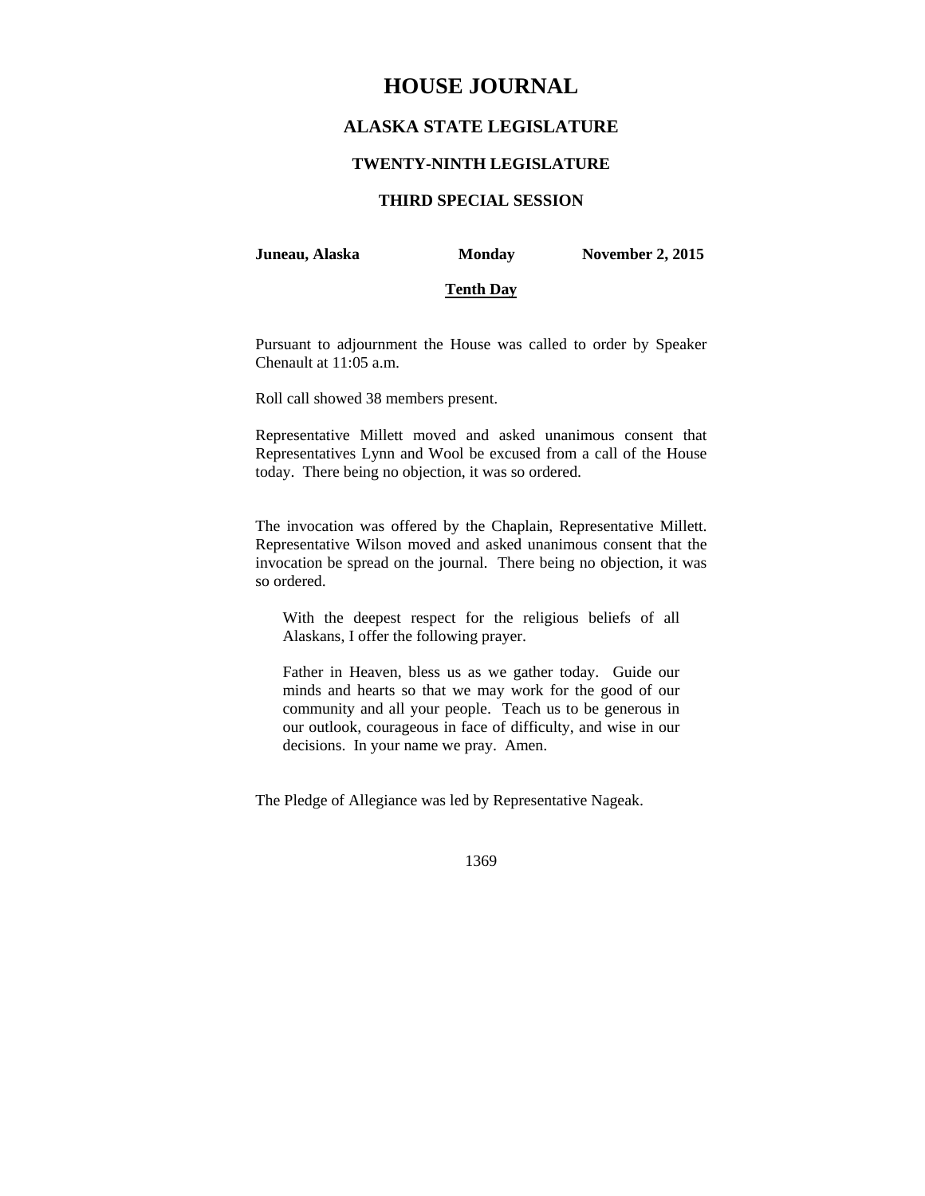# HOUSE JOURNAL

## ALASKA STATE LEGISLATURE

### TWENTY-NINTH LEGISLATURE

### THIRD SPECIAL SESSION

**Juneau, Alaska** **Monday** **November 2, 2015**

**Tenth Day**

Pursuant to adjournment the House was called to order by Speaker Chenault at 11:05 a.m.

Roll call showed 38 members present.

Representative Millett moved and asked unanimous consent that Representatives Lynn and Wool be excused from a call of the House today. There being no objection, it was so ordered.

The invocation was offered by the Chaplain, Representative Millett. Representative Wilson moved and asked unanimous consent that the invocation be spread on the journal. There being no objection, it was so ordered.

> With the deepest respect for the religious beliefs of all Alaskans, I offer the following prayer.
>
> Father in Heaven, bless us as we gather today. Guide our minds and hearts so that we may work for the good of our community and all your people. Teach us to be generous in our outlook, courageous in face of difficulty, and wise in our decisions. In your name we pray. Amen.

The Pledge of Allegiance was led by Representative Nageak.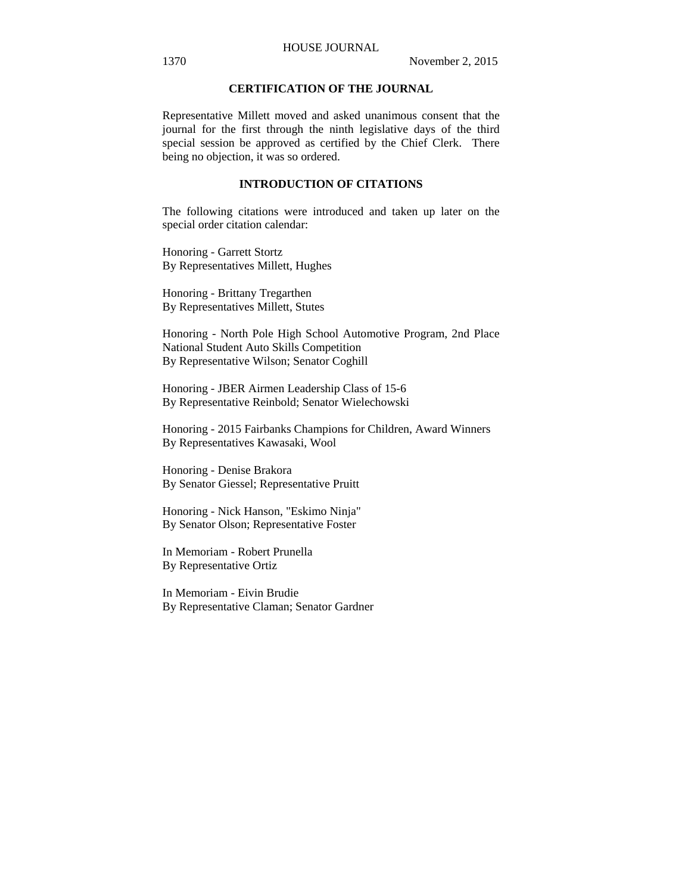## CERTIFICATION OF THE JOURNAL

Representative Millett moved and asked unanimous consent that the journal for the first through the ninth legislative days of the third special session be approved as certified by the Chief Clerk. There being no objection, it was so ordered.

## INTRODUCTION OF CITATIONS

The following citations were introduced and taken up later on the special order citation calendar:

Honoring - Garrett Stortz
By Representatives Millett, Hughes

Honoring - Brittany Tregarthen
By Representatives Millett, Stutes

Honoring - North Pole High School Automotive Program, 2nd Place National Student Auto Skills Competition
By Representative Wilson; Senator Coghill

Honoring - JBER Airmen Leadership Class of 15-6
By Representative Reinbold; Senator Wielechowski

Honoring - 2015 Fairbanks Champions for Children, Award Winners
By Representatives Kawasaki, Wool

Honoring - Denise Brakora
By Senator Giessel; Representative Pruitt

Honoring - Nick Hanson, "Eskimo Ninja"
By Senator Olson; Representative Foster

In Memoriam - Robert Prunella
By Representative Ortiz

In Memoriam - Eivin Brudie
By Representative Claman; Senator Gardner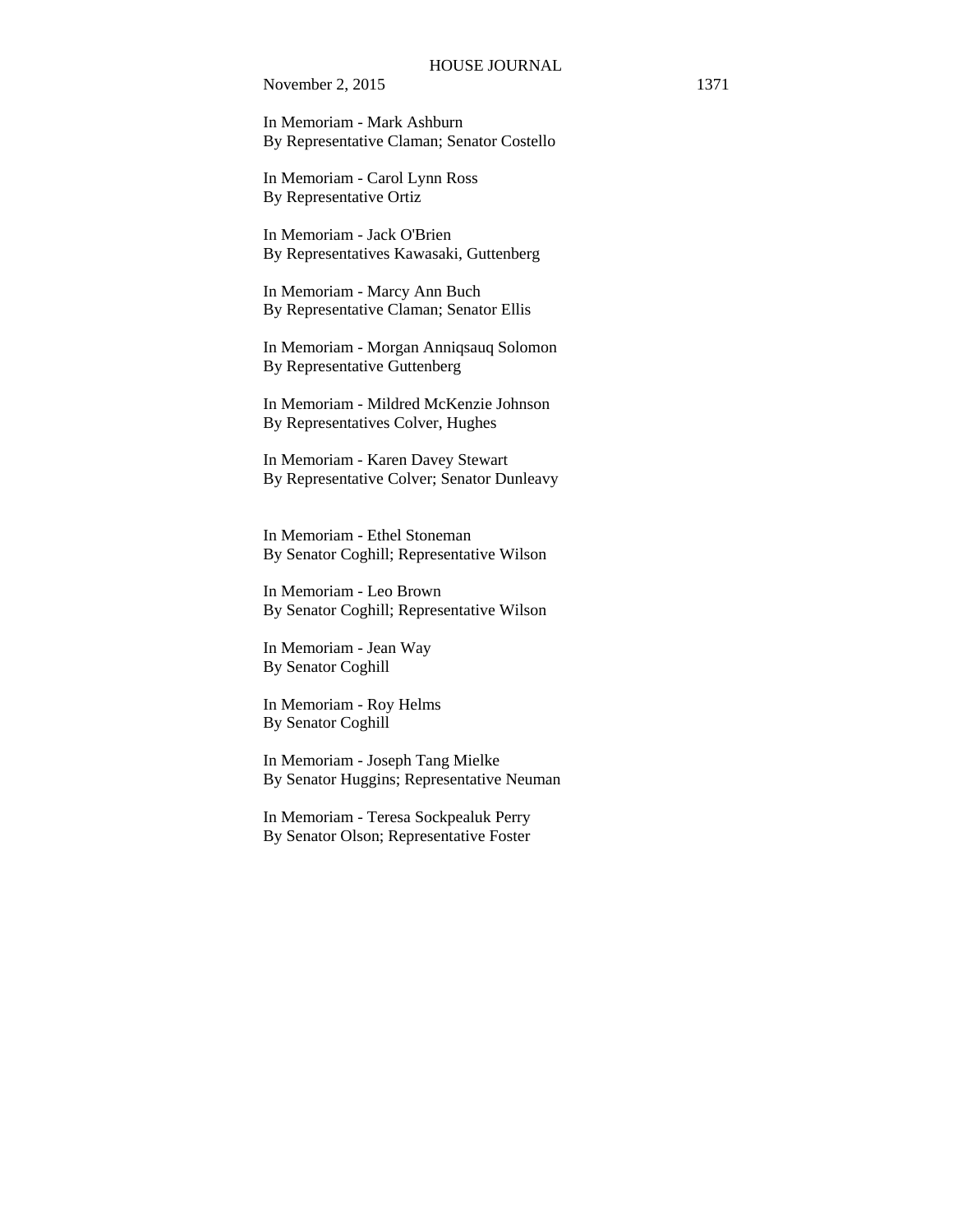In Memoriam - Mark Ashburn
By Representative Claman; Senator Costello

In Memoriam - Carol Lynn Ross
By Representative Ortiz

In Memoriam - Jack O'Brien
By Representatives Kawasaki, Guttenberg

In Memoriam - Marcy Ann Buch
By Representative Claman; Senator Ellis

In Memoriam - Morgan Anniqsauq Solomon
By Representative Guttenberg

In Memoriam - Mildred McKenzie Johnson
By Representatives Colver, Hughes

In Memoriam - Karen Davey Stewart
By Representative Colver; Senator Dunleavy

In Memoriam - Ethel Stoneman
By Senator Coghill; Representative Wilson

In Memoriam - Leo Brown
By Senator Coghill; Representative Wilson

In Memoriam - Jean Way
By Senator Coghill

In Memoriam - Roy Helms
By Senator Coghill

In Memoriam - Joseph Tang Mielke
By Senator Huggins; Representative Neuman

In Memoriam - Teresa Sockpealuk Perry
By Senator Olson; Representative Foster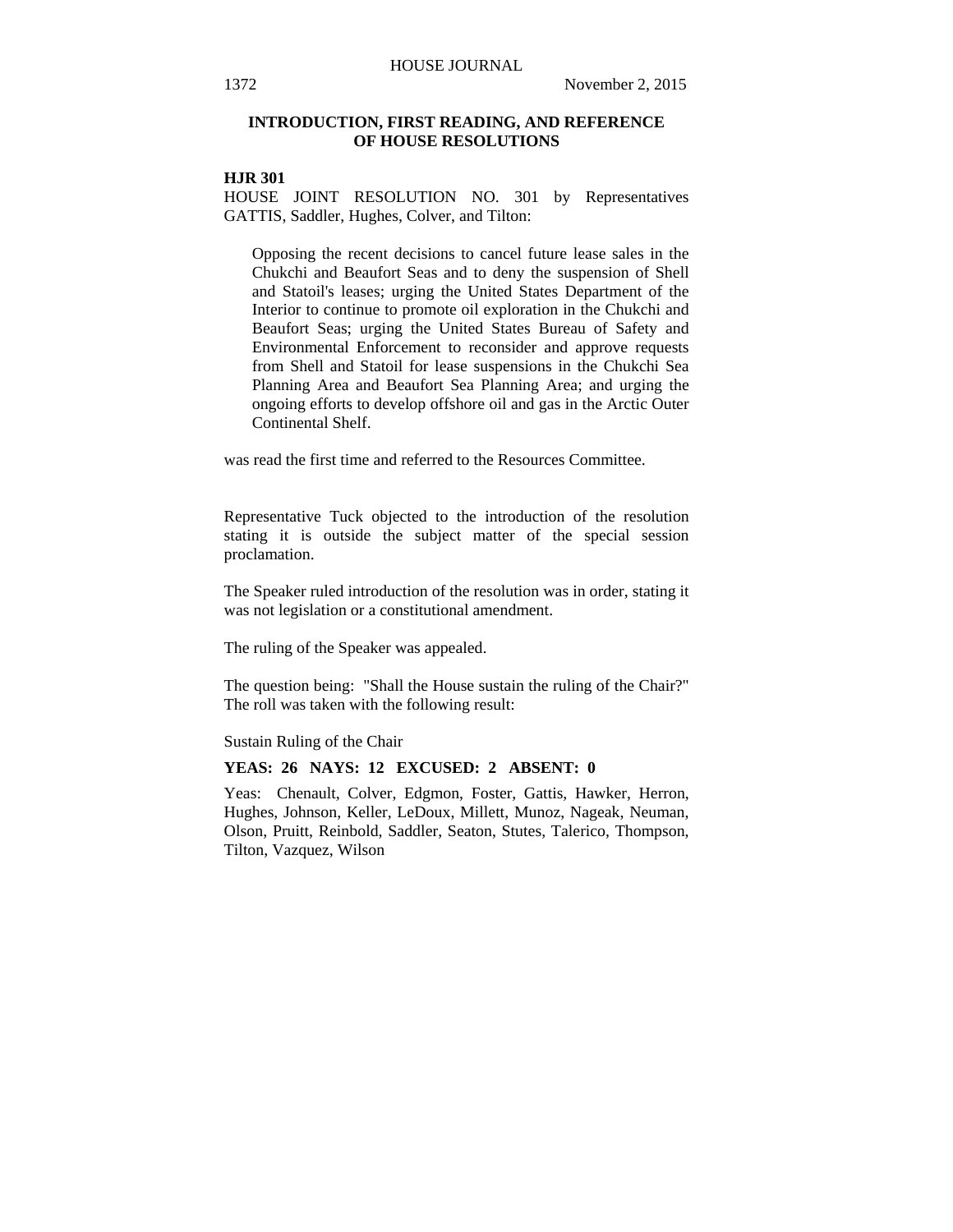## INTRODUCTION, FIRST READING, AND REFERENCE OF HOUSE RESOLUTIONS

**HJR 301**

HOUSE JOINT RESOLUTION NO. 301 by Representatives GATTIS, Saddler, Hughes, Colver, and Tilton:

> Opposing the recent decisions to cancel future lease sales in the Chukchi and Beaufort Seas and to deny the suspension of Shell and Statoil's leases; urging the United States Department of the Interior to continue to promote oil exploration in the Chukchi and Beaufort Seas; urging the United States Bureau of Safety and Environmental Enforcement to reconsider and approve requests from Shell and Statoil for lease suspensions in the Chukchi Sea Planning Area and Beaufort Sea Planning Area; and urging the ongoing efforts to develop offshore oil and gas in the Arctic Outer Continental Shelf.

was read the first time and referred to the Resources Committee.

Representative Tuck objected to the introduction of the resolution stating it is outside the subject matter of the special session proclamation.

The Speaker ruled introduction of the resolution was in order, stating it was not legislation or a constitutional amendment.

The ruling of the Speaker was appealed.

The question being: "Shall the House sustain the ruling of the Chair?" The roll was taken with the following result:

Sustain Ruling of the Chair

**YEAS: 26 NAYS: 12 EXCUSED: 2 ABSENT: 0**

Yeas: Chenault, Colver, Edgmon, Foster, Gattis, Hawker, Herron, Hughes, Johnson, Keller, LeDoux, Millett, Munoz, Nageak, Neuman, Olson, Pruitt, Reinbold, Saddler, Seaton, Stutes, Talerico, Thompson, Tilton, Vazquez, Wilson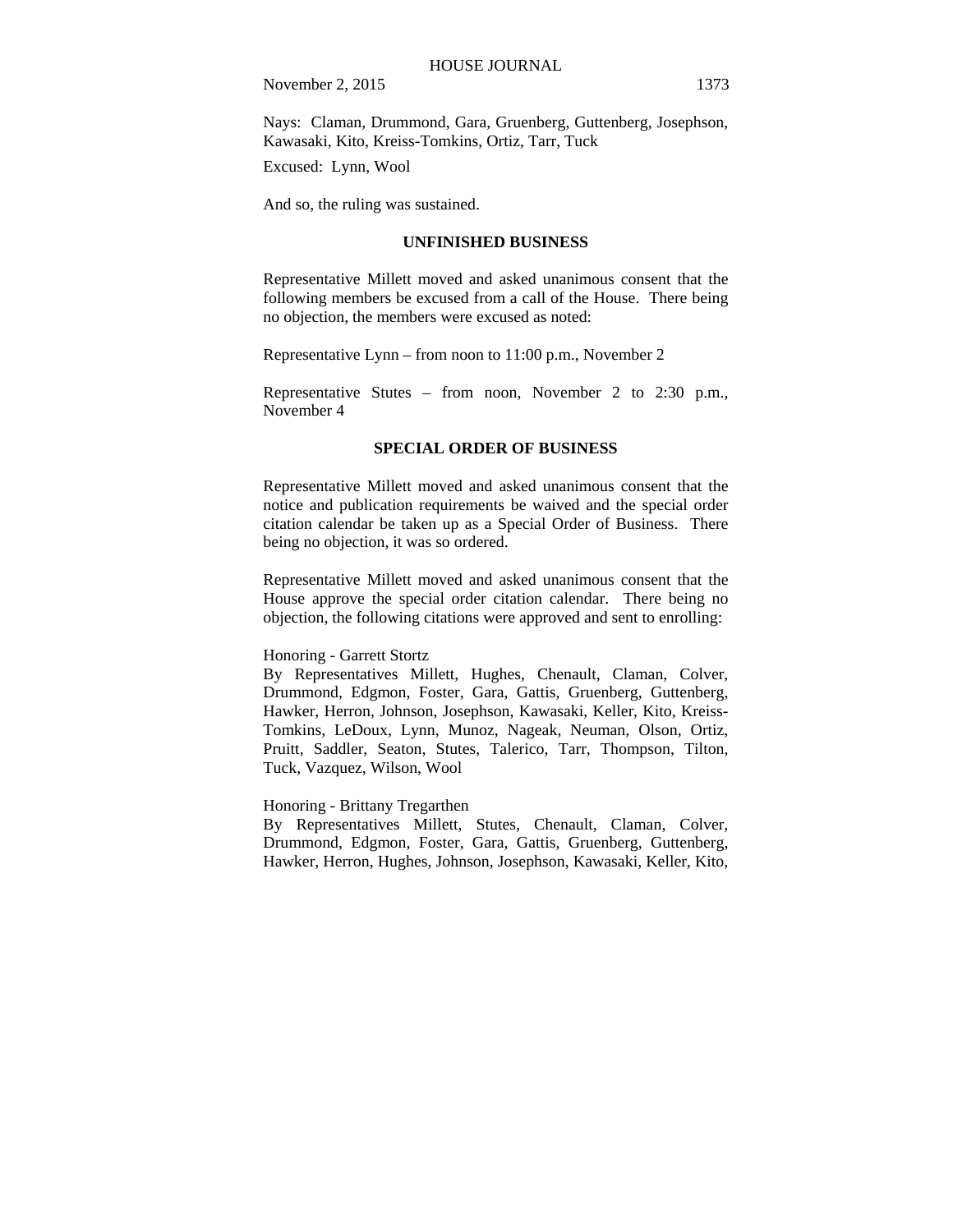Nays: Claman, Drummond, Gara, Gruenberg, Guttenberg, Josephson, Kawasaki, Kito, Kreiss-Tomkins, Ortiz, Tarr, Tuck

Excused: Lynn, Wool

And so, the ruling was sustained.

## UNFINISHED BUSINESS

Representative Millett moved and asked unanimous consent that the following members be excused from a call of the House. There being no objection, the members were excused as noted:

Representative Lynn – from noon to 11:00 p.m., November 2

Representative Stutes – from noon, November 2 to 2:30 p.m., November 4

## SPECIAL ORDER OF BUSINESS

Representative Millett moved and asked unanimous consent that the notice and publication requirements be waived and the special order citation calendar be taken up as a Special Order of Business. There being no objection, it was so ordered.

Representative Millett moved and asked unanimous consent that the House approve the special order citation calendar. There being no objection, the following citations were approved and sent to enrolling:

Honoring - Garrett Stortz
By Representatives Millett, Hughes, Chenault, Claman, Colver, Drummond, Edgmon, Foster, Gara, Gattis, Gruenberg, Guttenberg, Hawker, Herron, Johnson, Josephson, Kawasaki, Keller, Kito, Kreiss-Tomkins, LeDoux, Lynn, Munoz, Nageak, Neuman, Olson, Ortiz, Pruitt, Saddler, Seaton, Stutes, Talerico, Tarr, Thompson, Tilton, Tuck, Vazquez, Wilson, Wool

Honoring - Brittany Tregarthen
By Representatives Millett, Stutes, Chenault, Claman, Colver, Drummond, Edgmon, Foster, Gara, Gattis, Gruenberg, Guttenberg, Hawker, Herron, Hughes, Johnson, Josephson, Kawasaki, Keller, Kito,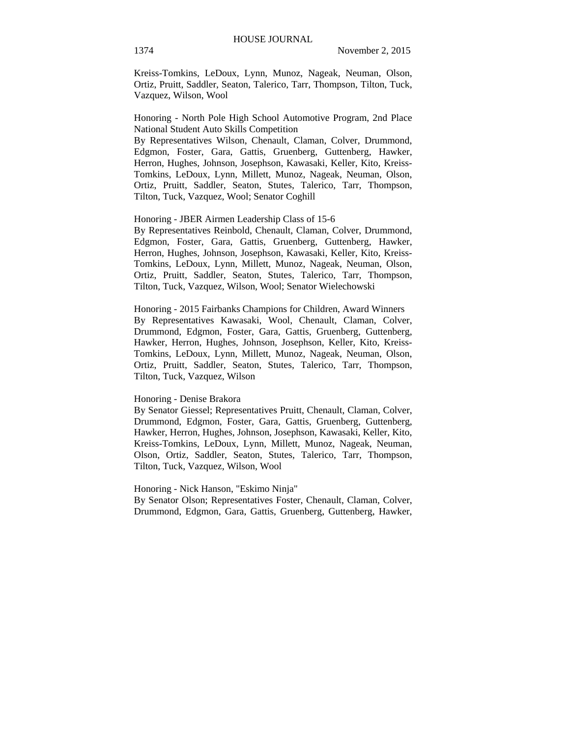Kreiss-Tomkins, LeDoux, Lynn, Munoz, Nageak, Neuman, Olson, Ortiz, Pruitt, Saddler, Seaton, Talerico, Tarr, Thompson, Tilton, Tuck, Vazquez, Wilson, Wool

Honoring - North Pole High School Automotive Program, 2nd Place National Student Auto Skills Competition
By Representatives Wilson, Chenault, Claman, Colver, Drummond, Edgmon, Foster, Gara, Gattis, Gruenberg, Guttenberg, Hawker, Herron, Hughes, Johnson, Josephson, Kawasaki, Keller, Kito, Kreiss-Tomkins, LeDoux, Lynn, Millett, Munoz, Nageak, Neuman, Olson, Ortiz, Pruitt, Saddler, Seaton, Stutes, Talerico, Tarr, Thompson, Tilton, Tuck, Vazquez, Wool; Senator Coghill

Honoring - JBER Airmen Leadership Class of 15-6
By Representatives Reinbold, Chenault, Claman, Colver, Drummond, Edgmon, Foster, Gara, Gattis, Gruenberg, Guttenberg, Hawker, Herron, Hughes, Johnson, Josephson, Kawasaki, Keller, Kito, Kreiss-Tomkins, LeDoux, Lynn, Millett, Munoz, Nageak, Neuman, Olson, Ortiz, Pruitt, Saddler, Seaton, Stutes, Talerico, Tarr, Thompson, Tilton, Tuck, Vazquez, Wilson, Wool; Senator Wielechowski

Honoring - 2015 Fairbanks Champions for Children, Award Winners
By Representatives Kawasaki, Wool, Chenault, Claman, Colver, Drummond, Edgmon, Foster, Gara, Gattis, Gruenberg, Guttenberg, Hawker, Herron, Hughes, Johnson, Josephson, Keller, Kito, Kreiss-Tomkins, LeDoux, Lynn, Millett, Munoz, Nageak, Neuman, Olson, Ortiz, Pruitt, Saddler, Seaton, Stutes, Talerico, Tarr, Thompson, Tilton, Tuck, Vazquez, Wilson

Honoring - Denise Brakora
By Senator Giessel; Representatives Pruitt, Chenault, Claman, Colver, Drummond, Edgmon, Foster, Gara, Gattis, Gruenberg, Guttenberg, Hawker, Herron, Hughes, Johnson, Josephson, Kawasaki, Keller, Kito, Kreiss-Tomkins, LeDoux, Lynn, Millett, Munoz, Nageak, Neuman, Olson, Ortiz, Saddler, Seaton, Stutes, Talerico, Tarr, Thompson, Tilton, Tuck, Vazquez, Wilson, Wool

Honoring - Nick Hanson, "Eskimo Ninja"
By Senator Olson; Representatives Foster, Chenault, Claman, Colver, Drummond, Edgmon, Gara, Gattis, Gruenberg, Guttenberg, Hawker,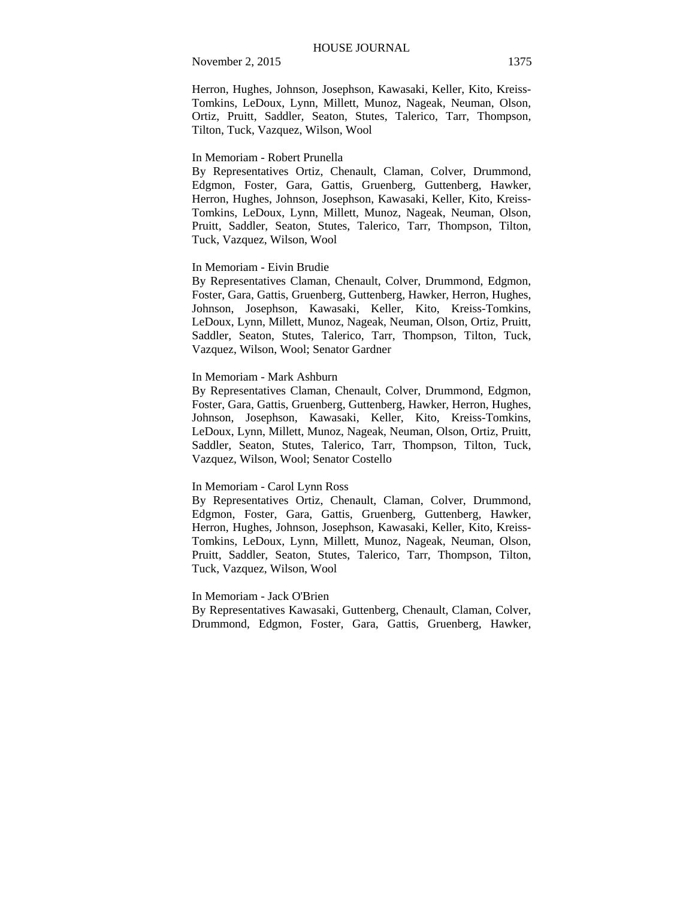Herron, Hughes, Johnson, Josephson, Kawasaki, Keller, Kito, Kreiss-Tomkins, LeDoux, Lynn, Millett, Munoz, Nageak, Neuman, Olson, Ortiz, Pruitt, Saddler, Seaton, Stutes, Talerico, Tarr, Thompson, Tilton, Tuck, Vazquez, Wilson, Wool

In Memoriam - Robert Prunella
By Representatives Ortiz, Chenault, Claman, Colver, Drummond, Edgmon, Foster, Gara, Gattis, Gruenberg, Guttenberg, Hawker, Herron, Hughes, Johnson, Josephson, Kawasaki, Keller, Kito, Kreiss-Tomkins, LeDoux, Lynn, Millett, Munoz, Nageak, Neuman, Olson, Pruitt, Saddler, Seaton, Stutes, Talerico, Tarr, Thompson, Tilton, Tuck, Vazquez, Wilson, Wool

In Memoriam - Eivin Brudie
By Representatives Claman, Chenault, Colver, Drummond, Edgmon, Foster, Gara, Gattis, Gruenberg, Guttenberg, Hawker, Herron, Hughes, Johnson, Josephson, Kawasaki, Keller, Kito, Kreiss-Tomkins, LeDoux, Lynn, Millett, Munoz, Nageak, Neuman, Olson, Ortiz, Pruitt, Saddler, Seaton, Stutes, Talerico, Tarr, Thompson, Tilton, Tuck, Vazquez, Wilson, Wool; Senator Gardner

In Memoriam - Mark Ashburn
By Representatives Claman, Chenault, Colver, Drummond, Edgmon, Foster, Gara, Gattis, Gruenberg, Guttenberg, Hawker, Herron, Hughes, Johnson, Josephson, Kawasaki, Keller, Kito, Kreiss-Tomkins, LeDoux, Lynn, Millett, Munoz, Nageak, Neuman, Olson, Ortiz, Pruitt, Saddler, Seaton, Stutes, Talerico, Tarr, Thompson, Tilton, Tuck, Vazquez, Wilson, Wool; Senator Costello

In Memoriam - Carol Lynn Ross
By Representatives Ortiz, Chenault, Claman, Colver, Drummond, Edgmon, Foster, Gara, Gattis, Gruenberg, Guttenberg, Hawker, Herron, Hughes, Johnson, Josephson, Kawasaki, Keller, Kito, Kreiss-Tomkins, LeDoux, Lynn, Millett, Munoz, Nageak, Neuman, Olson, Pruitt, Saddler, Seaton, Stutes, Talerico, Tarr, Thompson, Tilton, Tuck, Vazquez, Wilson, Wool

In Memoriam - Jack O'Brien
By Representatives Kawasaki, Guttenberg, Chenault, Claman, Colver, Drummond, Edgmon, Foster, Gara, Gattis, Gruenberg, Hawker,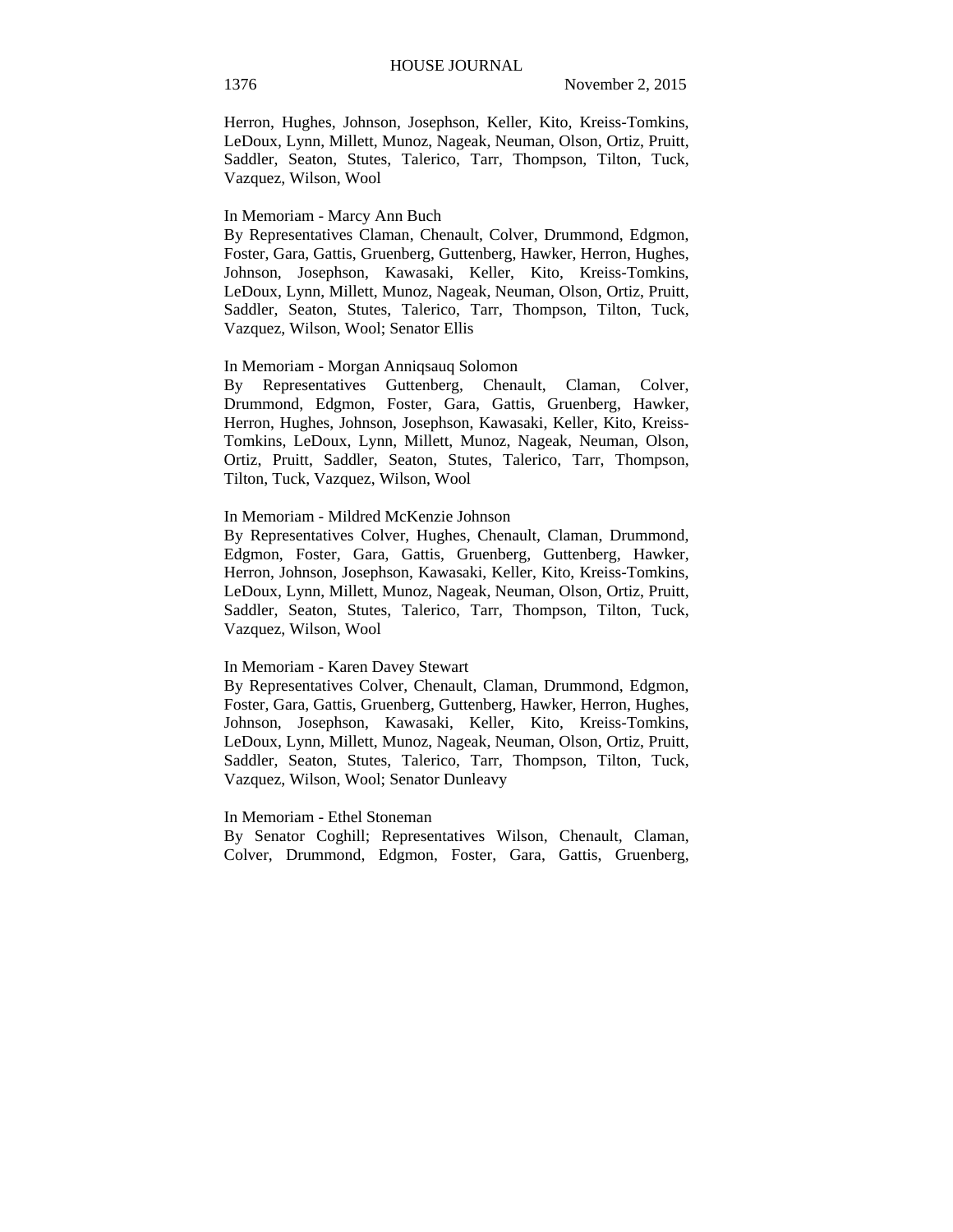Herron, Hughes, Johnson, Josephson, Keller, Kito, Kreiss-Tomkins, LeDoux, Lynn, Millett, Munoz, Nageak, Neuman, Olson, Ortiz, Pruitt, Saddler, Seaton, Stutes, Talerico, Tarr, Thompson, Tilton, Tuck, Vazquez, Wilson, Wool

In Memoriam - Marcy Ann Buch
By Representatives Claman, Chenault, Colver, Drummond, Edgmon, Foster, Gara, Gattis, Gruenberg, Guttenberg, Hawker, Herron, Hughes, Johnson, Josephson, Kawasaki, Keller, Kito, Kreiss-Tomkins, LeDoux, Lynn, Millett, Munoz, Nageak, Neuman, Olson, Ortiz, Pruitt, Saddler, Seaton, Stutes, Talerico, Tarr, Thompson, Tilton, Tuck, Vazquez, Wilson, Wool; Senator Ellis

In Memoriam - Morgan Anniqsauq Solomon
By Representatives Guttenberg, Chenault, Claman, Colver, Drummond, Edgmon, Foster, Gara, Gattis, Gruenberg, Hawker, Herron, Hughes, Johnson, Josephson, Kawasaki, Keller, Kito, Kreiss-Tomkins, LeDoux, Lynn, Millett, Munoz, Nageak, Neuman, Olson, Ortiz, Pruitt, Saddler, Seaton, Stutes, Talerico, Tarr, Thompson, Tilton, Tuck, Vazquez, Wilson, Wool

In Memoriam - Mildred McKenzie Johnson
By Representatives Colver, Hughes, Chenault, Claman, Drummond, Edgmon, Foster, Gara, Gattis, Gruenberg, Guttenberg, Hawker, Herron, Johnson, Josephson, Kawasaki, Keller, Kito, Kreiss-Tomkins, LeDoux, Lynn, Millett, Munoz, Nageak, Neuman, Olson, Ortiz, Pruitt, Saddler, Seaton, Stutes, Talerico, Tarr, Thompson, Tilton, Tuck, Vazquez, Wilson, Wool

In Memoriam - Karen Davey Stewart
By Representatives Colver, Chenault, Claman, Drummond, Edgmon, Foster, Gara, Gattis, Gruenberg, Guttenberg, Hawker, Herron, Hughes, Johnson, Josephson, Kawasaki, Keller, Kito, Kreiss-Tomkins, LeDoux, Lynn, Millett, Munoz, Nageak, Neuman, Olson, Ortiz, Pruitt, Saddler, Seaton, Stutes, Talerico, Tarr, Thompson, Tilton, Tuck, Vazquez, Wilson, Wool; Senator Dunleavy

In Memoriam - Ethel Stoneman
By Senator Coghill; Representatives Wilson, Chenault, Claman, Colver, Drummond, Edgmon, Foster, Gara, Gattis, Gruenberg,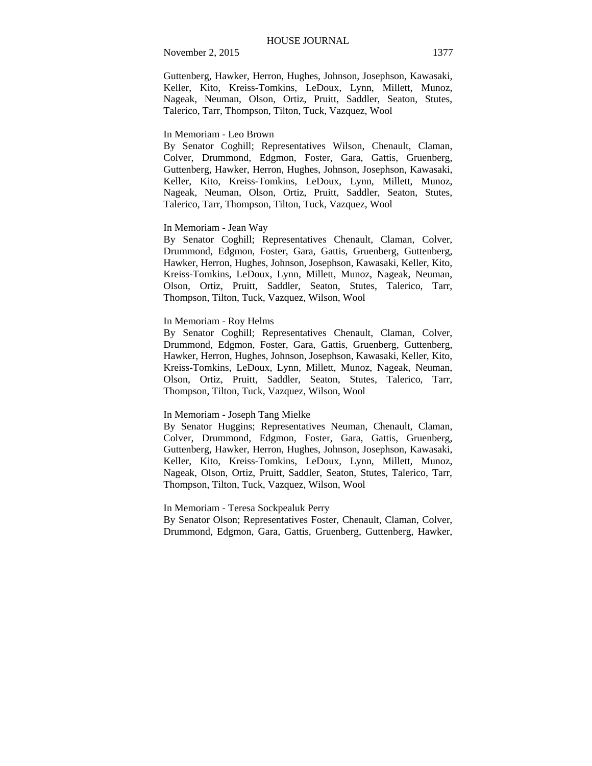Guttenberg, Hawker, Herron, Hughes, Johnson, Josephson, Kawasaki, Keller, Kito, Kreiss-Tomkins, LeDoux, Lynn, Millett, Munoz, Nageak, Neuman, Olson, Ortiz, Pruitt, Saddler, Seaton, Stutes, Talerico, Tarr, Thompson, Tilton, Tuck, Vazquez, Wool

In Memoriam - Leo Brown
By Senator Coghill; Representatives Wilson, Chenault, Claman, Colver, Drummond, Edgmon, Foster, Gara, Gattis, Gruenberg, Guttenberg, Hawker, Herron, Hughes, Johnson, Josephson, Kawasaki, Keller, Kito, Kreiss-Tomkins, LeDoux, Lynn, Millett, Munoz, Nageak, Neuman, Olson, Ortiz, Pruitt, Saddler, Seaton, Stutes, Talerico, Tarr, Thompson, Tilton, Tuck, Vazquez, Wool

In Memoriam - Jean Way
By Senator Coghill; Representatives Chenault, Claman, Colver, Drummond, Edgmon, Foster, Gara, Gattis, Gruenberg, Guttenberg, Hawker, Herron, Hughes, Johnson, Josephson, Kawasaki, Keller, Kito, Kreiss-Tomkins, LeDoux, Lynn, Millett, Munoz, Nageak, Neuman, Olson, Ortiz, Pruitt, Saddler, Seaton, Stutes, Talerico, Tarr, Thompson, Tilton, Tuck, Vazquez, Wilson, Wool

In Memoriam - Roy Helms
By Senator Coghill; Representatives Chenault, Claman, Colver, Drummond, Edgmon, Foster, Gara, Gattis, Gruenberg, Guttenberg, Hawker, Herron, Hughes, Johnson, Josephson, Kawasaki, Keller, Kito, Kreiss-Tomkins, LeDoux, Lynn, Millett, Munoz, Nageak, Neuman, Olson, Ortiz, Pruitt, Saddler, Seaton, Stutes, Talerico, Tarr, Thompson, Tilton, Tuck, Vazquez, Wilson, Wool

In Memoriam - Joseph Tang Mielke
By Senator Huggins; Representatives Neuman, Chenault, Claman, Colver, Drummond, Edgmon, Foster, Gara, Gattis, Gruenberg, Guttenberg, Hawker, Herron, Hughes, Johnson, Josephson, Kawasaki, Keller, Kito, Kreiss-Tomkins, LeDoux, Lynn, Millett, Munoz, Nageak, Olson, Ortiz, Pruitt, Saddler, Seaton, Stutes, Talerico, Tarr, Thompson, Tilton, Tuck, Vazquez, Wilson, Wool

In Memoriam - Teresa Sockpealuk Perry
By Senator Olson; Representatives Foster, Chenault, Claman, Colver, Drummond, Edgmon, Gara, Gattis, Gruenberg, Guttenberg, Hawker,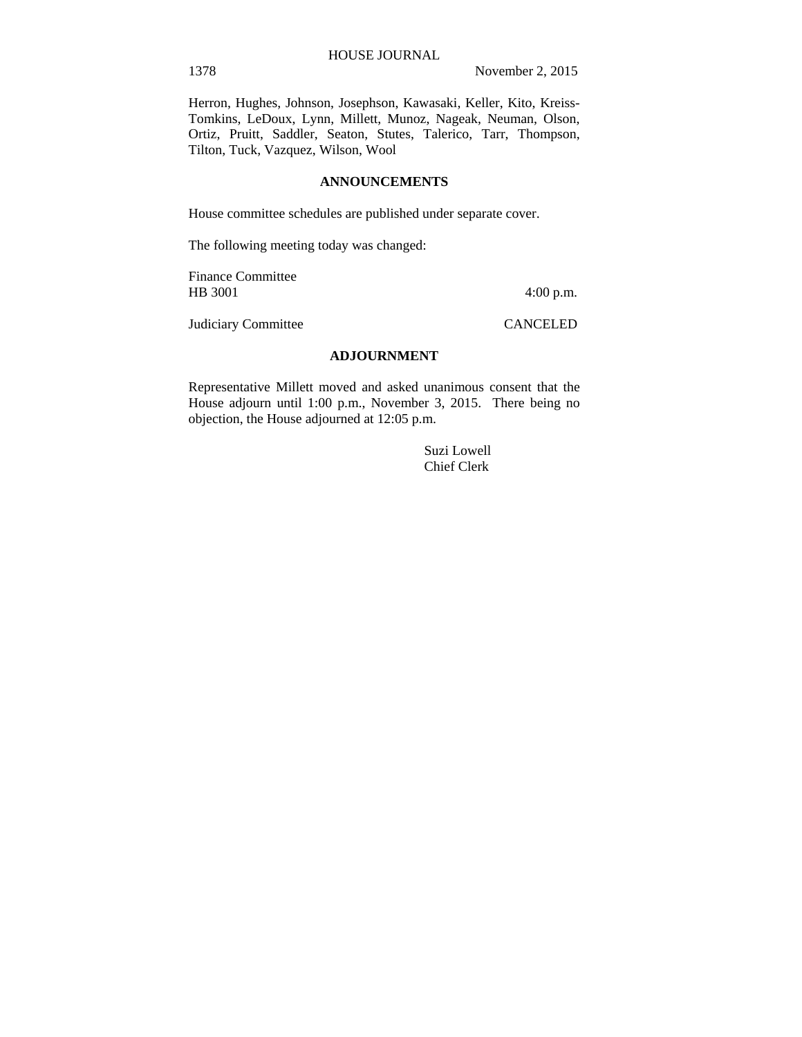Herron, Hughes, Johnson, Josephson, Kawasaki, Keller, Kito, Kreiss-Tomkins, LeDoux, Lynn, Millett, Munoz, Nageak, Neuman, Olson, Ortiz, Pruitt, Saddler, Seaton, Stutes, Talerico, Tarr, Thompson, Tilton, Tuck, Vazquez, Wilson, Wool

## ANNOUNCEMENTS

House committee schedules are published under separate cover.

The following meeting today was changed:

Finance Committee
HB 3001 4:00 p.m.

Judiciary Committee CANCELED

## ADJOURNMENT

Representative Millett moved and asked unanimous consent that the House adjourn until 1:00 p.m., November 3, 2015. There being no objection, the House adjourned at 12:05 p.m.

Suzi Lowell
Chief Clerk